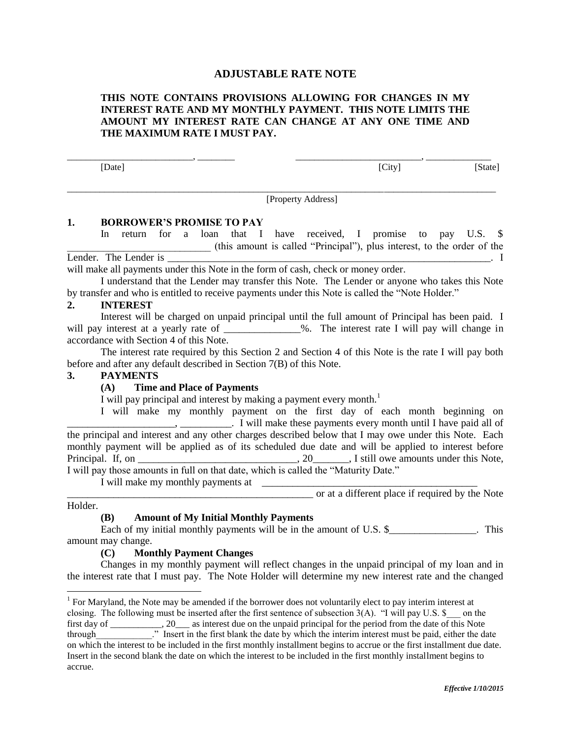# ADJUSTABLE RATE NOTE

**THIS NOTE CONTAINS PROVISIONS ALLOWING FOR CHANGES IN MY INTEREST RATE AND MY MONTHLY PAYMENT. THIS NOTE LIMITS THE AMOUNT MY INTEREST RATE CAN CHANGE AT ANY ONE TIME AND THE MAXIMUM RATE I MUST PAY.**

_________________________, ________ [Date] _________________________, ______________ [City] [State]

_____________________________________________________________________________________
[Property Address]

**1. BORROWER'S PROMISE TO PAY**

In return for a loan that I have received, I promise to pay U.S. $ ___________________________ (this amount is called "Principal"), plus interest, to the order of the Lender. The Lender is _________________________________________________________________. I will make all payments under this Note in the form of cash, check or money order.

I understand that the Lender may transfer this Note. The Lender or anyone who takes this Note by transfer and who is entitled to receive payments under this Note is called the "Note Holder."

**2. INTEREST**

Interest will be charged on unpaid principal until the full amount of Principal has been paid. I will pay interest at a yearly rate of ______________%. The interest rate I will pay will change in accordance with Section 4 of this Note.

The interest rate required by this Section 2 and Section 4 of this Note is the rate I will pay both before and after any default described in Section 7(B) of this Note.

**3. PAYMENTS**

**(A) Time and Place of Payments**

I will pay principal and interest by making a payment every month.[1]

I will make my monthly payment on the first day of each month beginning on ____________________, __________. I will make these payments every month until I have paid all of the principal and interest and any other charges described below that I may owe under this Note. Each monthly payment will be applied as of its scheduled due date and will be applied to interest before Principal. If, on ______________________________, 20_______, I still owe amounts under this Note, I will pay those amounts in full on that date, which is called the "Maturity Date."

I will make my monthly payments at __________________________________________ _________________________________________________ or at a different place if required by the Note Holder.

**(B) Amount of My Initial Monthly Payments**

Each of my initial monthly payments will be in the amount of U.S. $_________________. This amount may change.

**(C) Monthly Payment Changes**

Changes in my monthly payment will reflect changes in the unpaid principal of my loan and in the interest rate that I must pay. The Note Holder will determine my new interest rate and the changed

---

[1] For Maryland, the Note may be amended if the borrower does not voluntarily elect to pay interim interest at closing. The following must be inserted after the first sentence of subsection 3(A). "I will pay U.S. $___ on the first day of ___________, 20___ as interest due on the unpaid principal for the period from the date of this Note through____________." Insert in the first blank the date by which the interim interest must be paid, either the date on which the interest to be included in the first monthly installment begins to accrue or the first installment due date. Insert in the second blank the date on which the interest to be included in the first monthly installment begins to accrue.

*Effective 1/10/2015*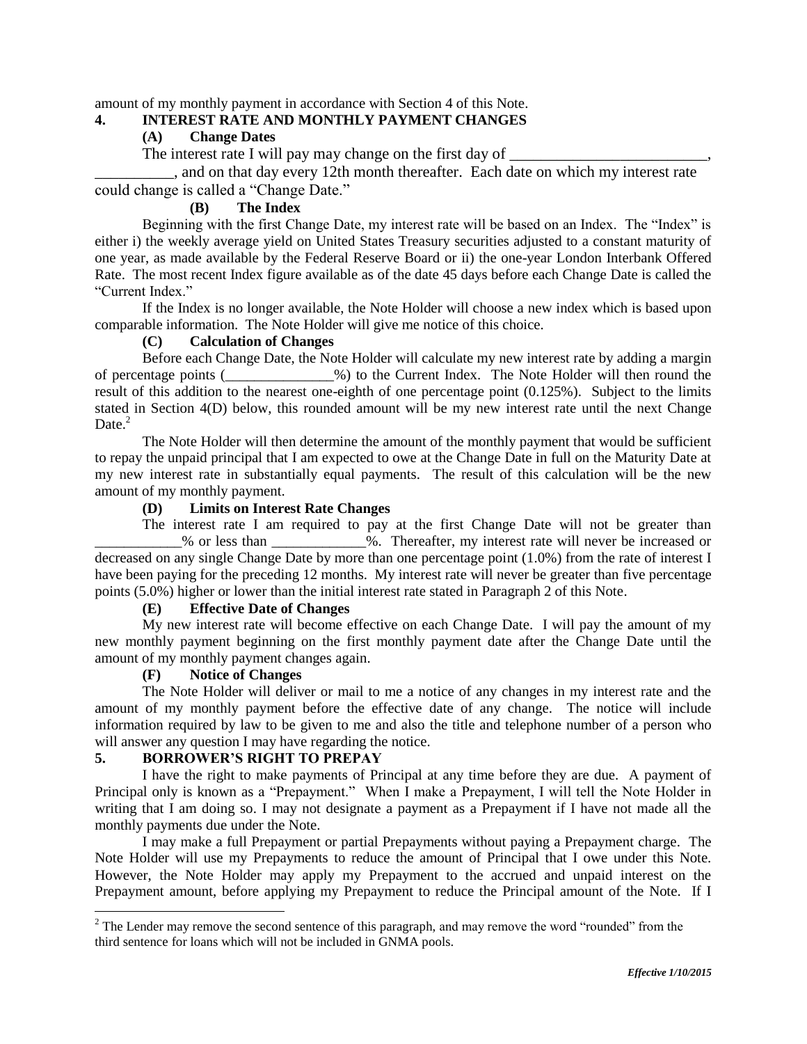amount of my monthly payment in accordance with Section 4 of this Note.

## 4. INTEREST RATE AND MONTHLY PAYMENT CHANGES

### (A) Change Dates

The interest rate I will pay may change on the first day of _________________________, __________, and on that day every 12th month thereafter. Each date on which my interest rate could change is called a "Change Date."

### (B) The Index

Beginning with the first Change Date, my interest rate will be based on an Index. The "Index" is either i) the weekly average yield on United States Treasury securities adjusted to a constant maturity of one year, as made available by the Federal Reserve Board or ii) the one-year London Interbank Offered Rate. The most recent Index figure available as of the date 45 days before each Change Date is called the "Current Index."

If the Index is no longer available, the Note Holder will choose a new index which is based upon comparable information. The Note Holder will give me notice of this choice.

### (C) Calculation of Changes

Before each Change Date, the Note Holder will calculate my new interest rate by adding a margin of percentage points (_______________%) to the Current Index. The Note Holder will then round the result of this addition to the nearest one-eighth of one percentage point (0.125%). Subject to the limits stated in Section 4(D) below, this rounded amount will be my new interest rate until the next Change Date.[2]

The Note Holder will then determine the amount of the monthly payment that would be sufficient to repay the unpaid principal that I am expected to owe at the Change Date in full on the Maturity Date at my new interest rate in substantially equal payments. The result of this calculation will be the new amount of my monthly payment.

### (D) Limits on Interest Rate Changes

The interest rate I am required to pay at the first Change Date will not be greater than ____________% or less than _____________%. Thereafter, my interest rate will never be increased or decreased on any single Change Date by more than one percentage point (1.0%) from the rate of interest I have been paying for the preceding 12 months. My interest rate will never be greater than five percentage points (5.0%) higher or lower than the initial interest rate stated in Paragraph 2 of this Note.

### (E) Effective Date of Changes

My new interest rate will become effective on each Change Date. I will pay the amount of my new monthly payment beginning on the first monthly payment date after the Change Date until the amount of my monthly payment changes again.

### (F) Notice of Changes

The Note Holder will deliver or mail to me a notice of any changes in my interest rate and the amount of my monthly payment before the effective date of any change. The notice will include information required by law to be given to me and also the title and telephone number of a person who will answer any question I may have regarding the notice.

## 5. BORROWER'S RIGHT TO PREPAY

I have the right to make payments of Principal at any time before they are due. A payment of Principal only is known as a "Prepayment." When I make a Prepayment, I will tell the Note Holder in writing that I am doing so. I may not designate a payment as a Prepayment if I have not made all the monthly payments due under the Note.

I may make a full Prepayment or partial Prepayments without paying a Prepayment charge. The Note Holder will use my Prepayments to reduce the amount of Principal that I owe under this Note. However, the Note Holder may apply my Prepayment to the accrued and unpaid interest on the Prepayment amount, before applying my Prepayment to reduce the Principal amount of the Note. If I

[2] The Lender may remove the second sentence of this paragraph, and may remove the word "rounded" from the third sentence for loans which will not be included in GNMA pools.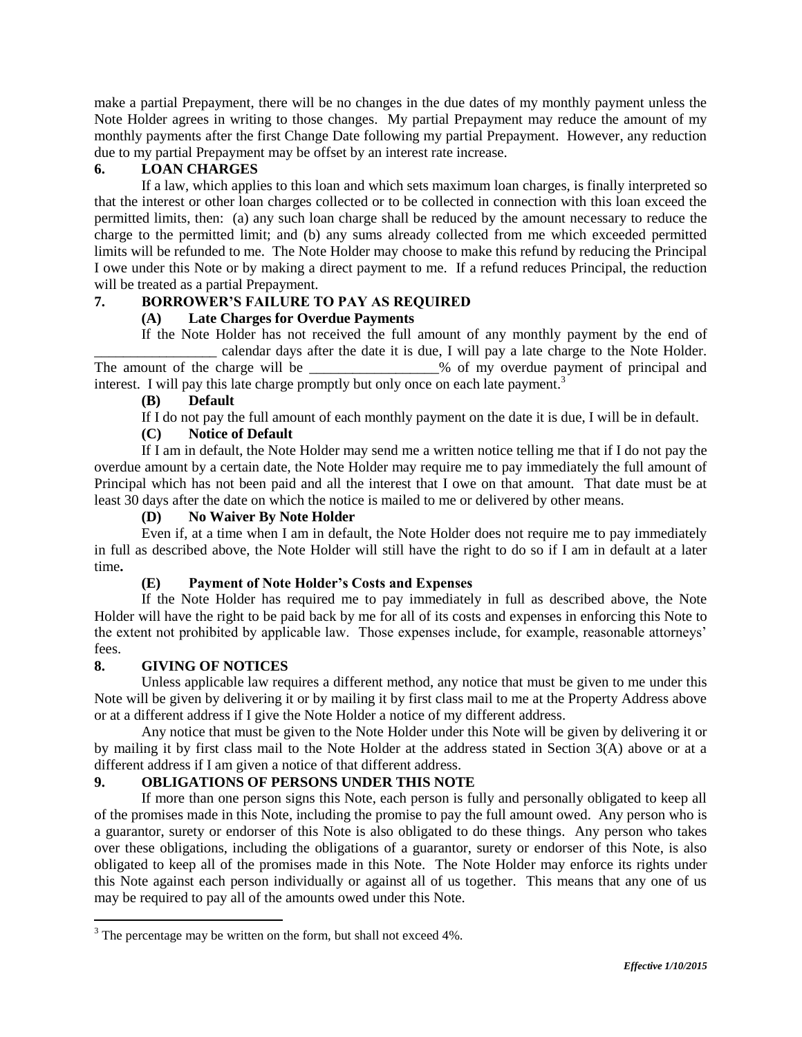make a partial Prepayment, there will be no changes in the due dates of my monthly payment unless the Note Holder agrees in writing to those changes. My partial Prepayment may reduce the amount of my monthly payments after the first Change Date following my partial Prepayment. However, any reduction due to my partial Prepayment may be offset by an interest rate increase.

## 6. LOAN CHARGES

If a law, which applies to this loan and which sets maximum loan charges, is finally interpreted so that the interest or other loan charges collected or to be collected in connection with this loan exceed the permitted limits, then: (a) any such loan charge shall be reduced by the amount necessary to reduce the charge to the permitted limit; and (b) any sums already collected from me which exceeded permitted limits will be refunded to me. The Note Holder may choose to make this refund by reducing the Principal I owe under this Note or by making a direct payment to me. If a refund reduces Principal, the reduction will be treated as a partial Prepayment.

## 7. BORROWER'S FAILURE TO PAY AS REQUIRED

### (A) Late Charges for Overdue Payments

If the Note Holder has not received the full amount of any monthly payment by the end of _________________ calendar days after the date it is due, I will pay a late charge to the Note Holder. The amount of the charge will be __________________% of my overdue payment of principal and interest. I will pay this late charge promptly but only once on each late payment.[3]

### (B) Default

If I do not pay the full amount of each monthly payment on the date it is due, I will be in default.

### (C) Notice of Default

If I am in default, the Note Holder may send me a written notice telling me that if I do not pay the overdue amount by a certain date, the Note Holder may require me to pay immediately the full amount of Principal which has not been paid and all the interest that I owe on that amount. That date must be at least 30 days after the date on which the notice is mailed to me or delivered by other means.

### (D) No Waiver By Note Holder

Even if, at a time when I am in default, the Note Holder does not require me to pay immediately in full as described above, the Note Holder will still have the right to do so if I am in default at a later time.

### (E) Payment of Note Holder's Costs and Expenses

If the Note Holder has required me to pay immediately in full as described above, the Note Holder will have the right to be paid back by me for all of its costs and expenses in enforcing this Note to the extent not prohibited by applicable law. Those expenses include, for example, reasonable attorneys' fees.

## 8. GIVING OF NOTICES

Unless applicable law requires a different method, any notice that must be given to me under this Note will be given by delivering it or by mailing it by first class mail to me at the Property Address above or at a different address if I give the Note Holder a notice of my different address.

Any notice that must be given to the Note Holder under this Note will be given by delivering it or by mailing it by first class mail to the Note Holder at the address stated in Section 3(A) above or at a different address if I am given a notice of that different address.

## 9. OBLIGATIONS OF PERSONS UNDER THIS NOTE

If more than one person signs this Note, each person is fully and personally obligated to keep all of the promises made in this Note, including the promise to pay the full amount owed. Any person who is a guarantor, surety or endorser of this Note is also obligated to do these things. Any person who takes over these obligations, including the obligations of a guarantor, surety or endorser of this Note, is also obligated to keep all of the promises made in this Note. The Note Holder may enforce its rights under this Note against each person individually or against all of us together. This means that any one of us may be required to pay all of the amounts owed under this Note.

---

[3] The percentage may be written on the form, but shall not exceed 4%.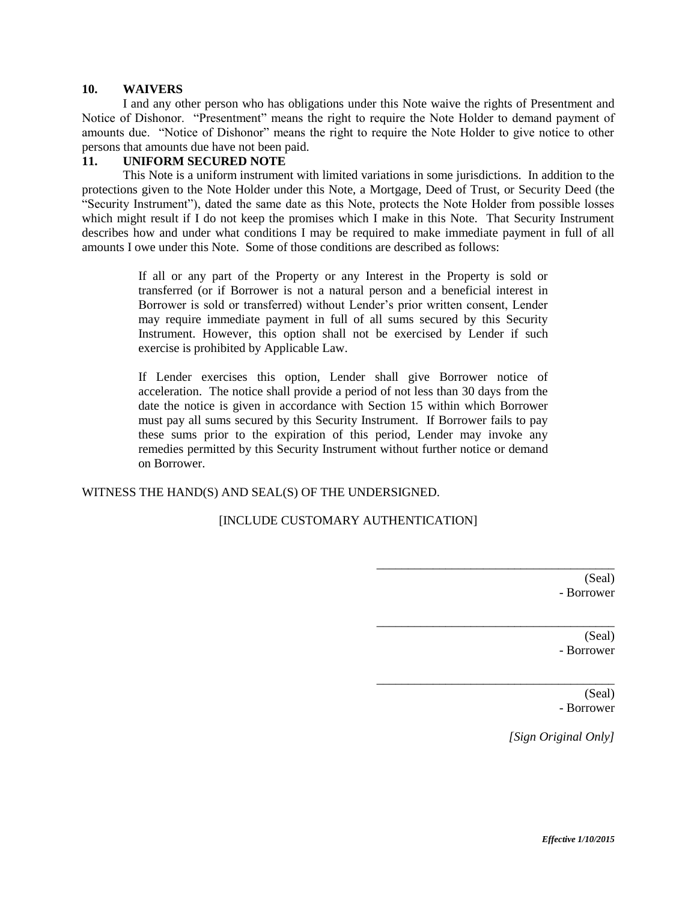**10. WAIVERS**

I and any other person who has obligations under this Note waive the rights of Presentment and Notice of Dishonor. "Presentment" means the right to require the Note Holder to demand payment of amounts due. "Notice of Dishonor" means the right to require the Note Holder to give notice to other persons that amounts due have not been paid.

**11. UNIFORM SECURED NOTE**

This Note is a uniform instrument with limited variations in some jurisdictions. In addition to the protections given to the Note Holder under this Note, a Mortgage, Deed of Trust, or Security Deed (the "Security Instrument"), dated the same date as this Note, protects the Note Holder from possible losses which might result if I do not keep the promises which I make in this Note. That Security Instrument describes how and under what conditions I may be required to make immediate payment in full of all amounts I owe under this Note. Some of those conditions are described as follows:

> If all or any part of the Property or any Interest in the Property is sold or transferred (or if Borrower is not a natural person and a beneficial interest in Borrower is sold or transferred) without Lender's prior written consent, Lender may require immediate payment in full of all sums secured by this Security Instrument. However, this option shall not be exercised by Lender if such exercise is prohibited by Applicable Law.
>
> If Lender exercises this option, Lender shall give Borrower notice of acceleration. The notice shall provide a period of not less than 30 days from the date the notice is given in accordance with Section 15 within which Borrower must pay all sums secured by this Security Instrument. If Borrower fails to pay these sums prior to the expiration of this period, Lender may invoke any remedies permitted by this Security Instrument without further notice or demand on Borrower.

WITNESS THE HAND(S) AND SEAL(S) OF THE UNDERSIGNED.

[INCLUDE CUSTOMARY AUTHENTICATION]

_______________________________________ (Seal)
- Borrower

_______________________________________ (Seal)
- Borrower

_______________________________________ (Seal)
- Borrower

*[Sign Original Only]*

***Effective 1/10/2015***